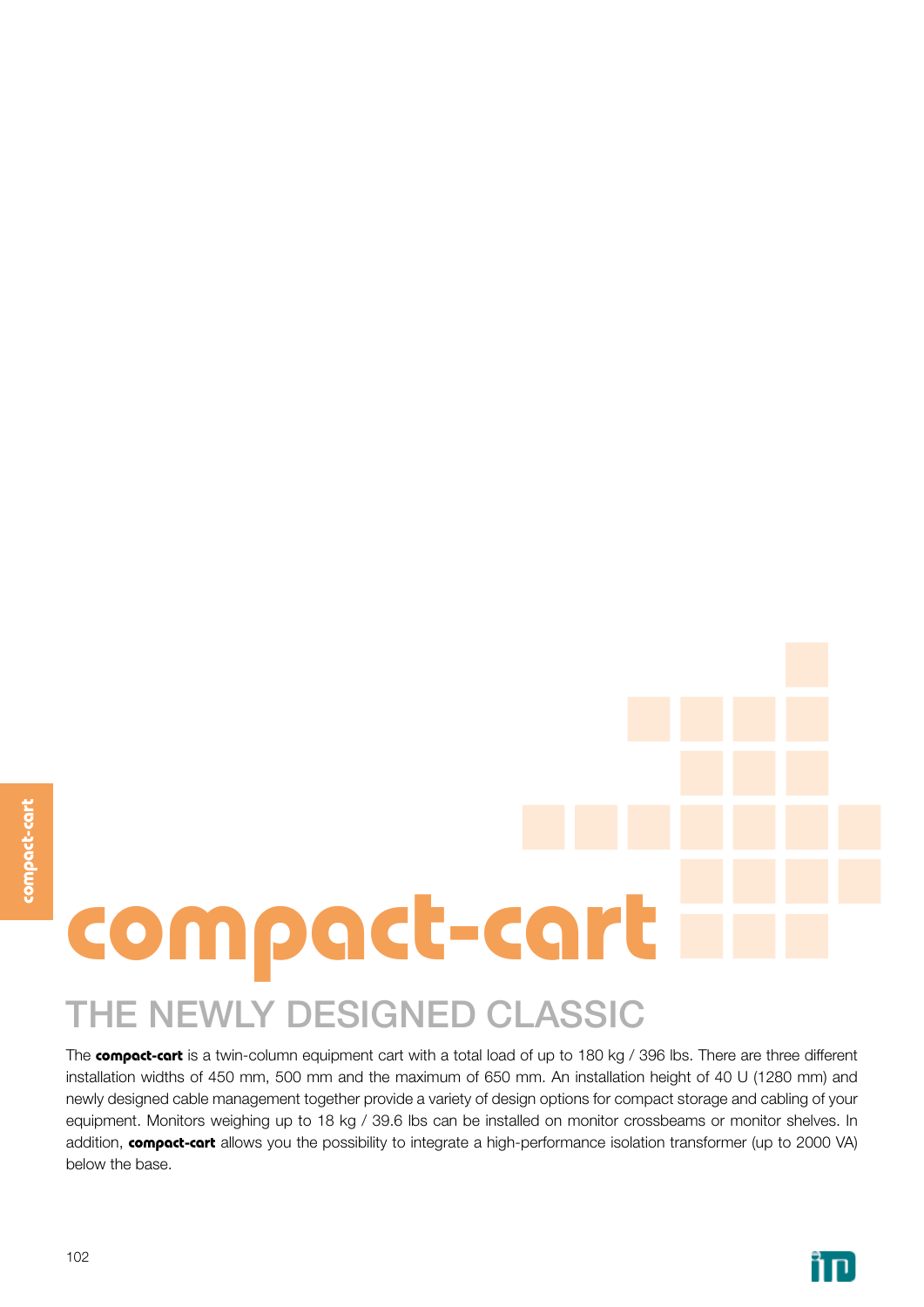# compact-cart

## THE NEWLY DESIGNED CLASSIC

The **compact-cart** is a twin-column equipment cart with a total load of up to 180 kg / 396 lbs. There are three different installation widths of 450 mm, 500 mm and the maximum of 650 mm. An installation height of 40 U (1280 mm) and newly designed cable management together provide a variety of design options for compact storage and cabling of your equipment. Monitors weighing up to 18 kg / 39.6 lbs can be installed on monitor crossbeams or monitor shelves. In addition, **compact-cart** allows you the possibility to integrate a high-performance isolation transformer (up to 2000 VA) below the base.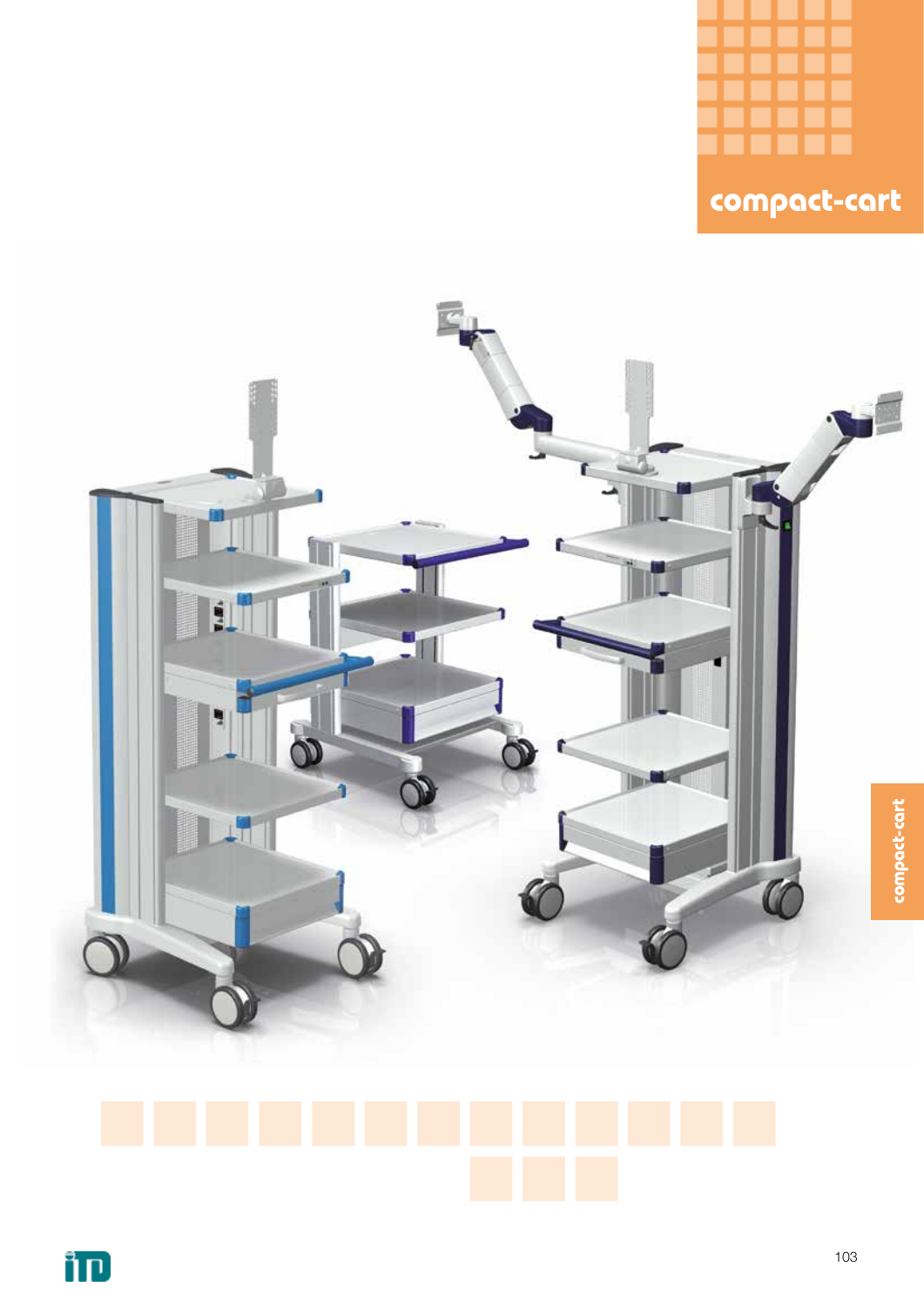# compact-cart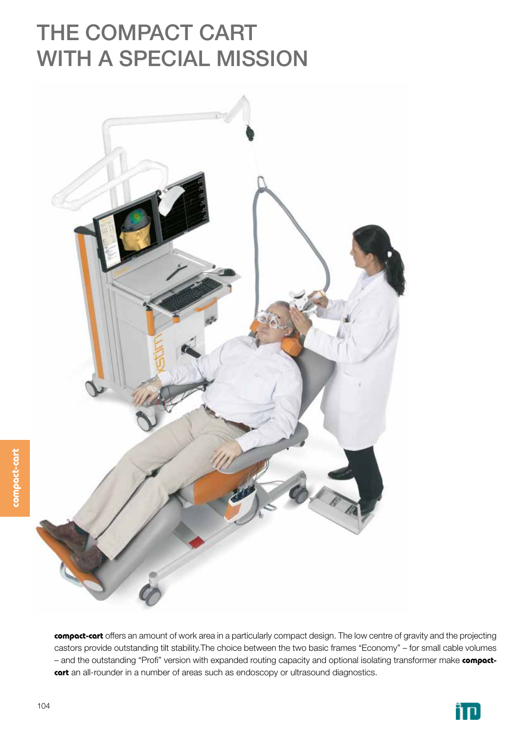# THE COMPACT CART WITH A SPECIAL MISSION

**compact-cart** offers an amount of work area in a particularly compact design. The low centre of gravity and the projecting castors provide outstanding tilt stability.The choice between the two basic frames "Economy" – for small cable volumes – and the outstanding "Profi" version with expanded routing capacity and optional isolating transformer make **compact-cart** an all-rounder in a number of areas such as endoscopy or ultrasound diagnostics.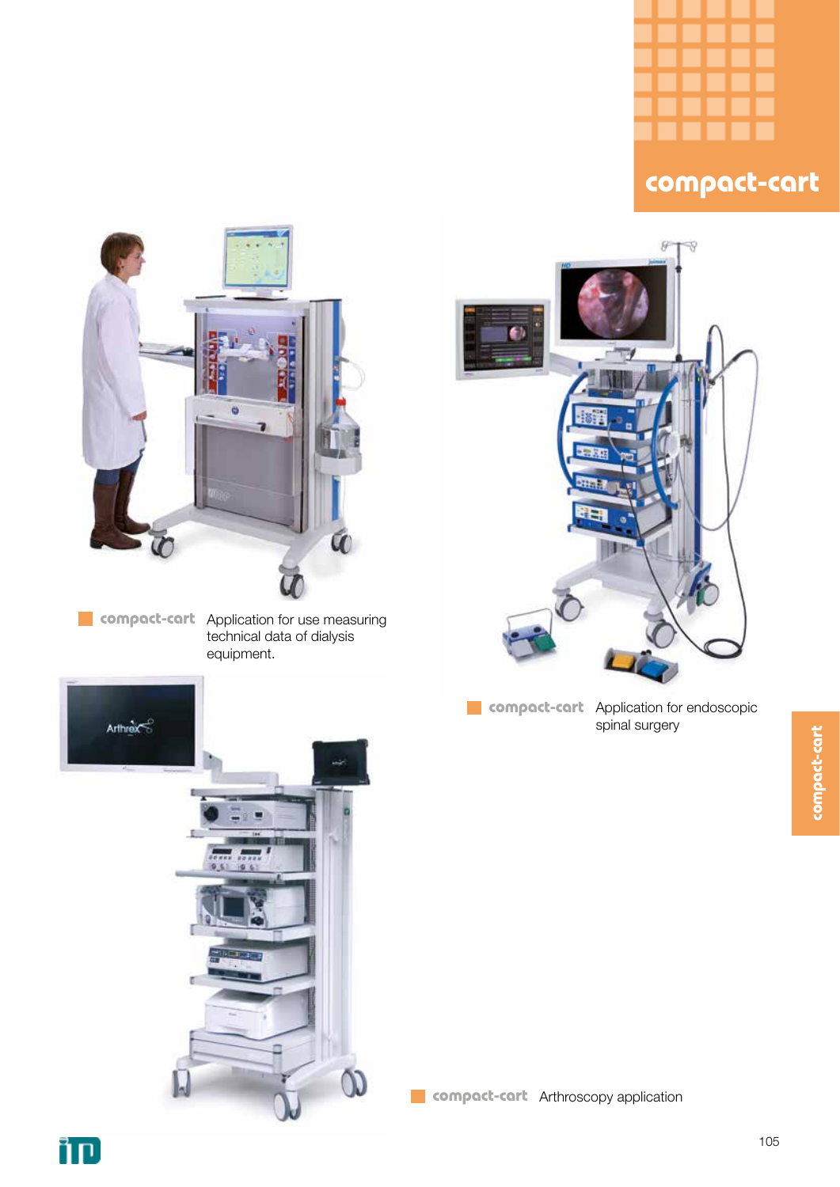# compact-cart

**compact-cart** Application for use measuring technical data of dialysis equipment.

**compact-cart** Application for endoscopic spinal surgery

**compact-cart** Arthroscopy application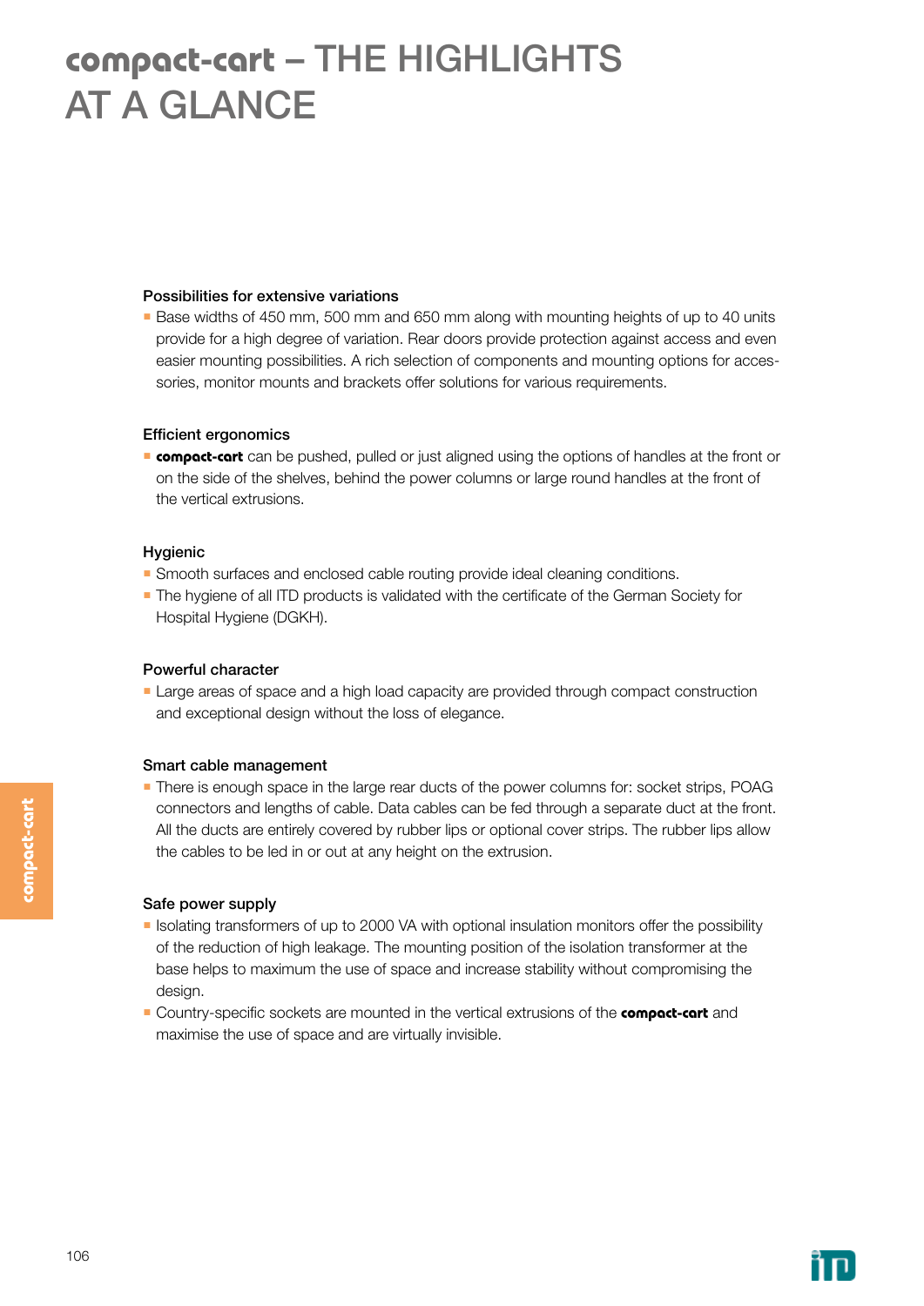# **compact-cart** – THE HIGHLIGHTS AT A GLANCE

### Possibilities for extensive variations

- Base widths of 450 mm, 500 mm and 650 mm along with mounting heights of up to 40 units provide for a high degree of variation. Rear doors provide protection against access and even easier mounting possibilities. A rich selection of components and mounting options for accessories, monitor mounts and brackets offer solutions for various requirements.

### Efficient ergonomics

- **compact-cart** can be pushed, pulled or just aligned using the options of handles at the front or on the side of the shelves, behind the power columns or large round handles at the front of the vertical extrusions.

### Hygienic

- Smooth surfaces and enclosed cable routing provide ideal cleaning conditions.
- The hygiene of all ITD products is validated with the certificate of the German Society for Hospital Hygiene (DGKH).

### Powerful character

- Large areas of space and a high load capacity are provided through compact construction and exceptional design without the loss of elegance.

### Smart cable management

- There is enough space in the large rear ducts of the power columns for: socket strips, POAG connectors and lengths of cable. Data cables can be fed through a separate duct at the front. All the ducts are entirely covered by rubber lips or optional cover strips. The rubber lips allow the cables to be led in or out at any height on the extrusion.

### Safe power supply

- Isolating transformers of up to 2000 VA with optional insulation monitors offer the possibility of the reduction of high leakage. The mounting position of the isolation transformer at the base helps to maximum the use of space and increase stability without compromising the design.
- Country-specific sockets are mounted in the vertical extrusions of the **compact-cart** and maximise the use of space and are virtually invisible.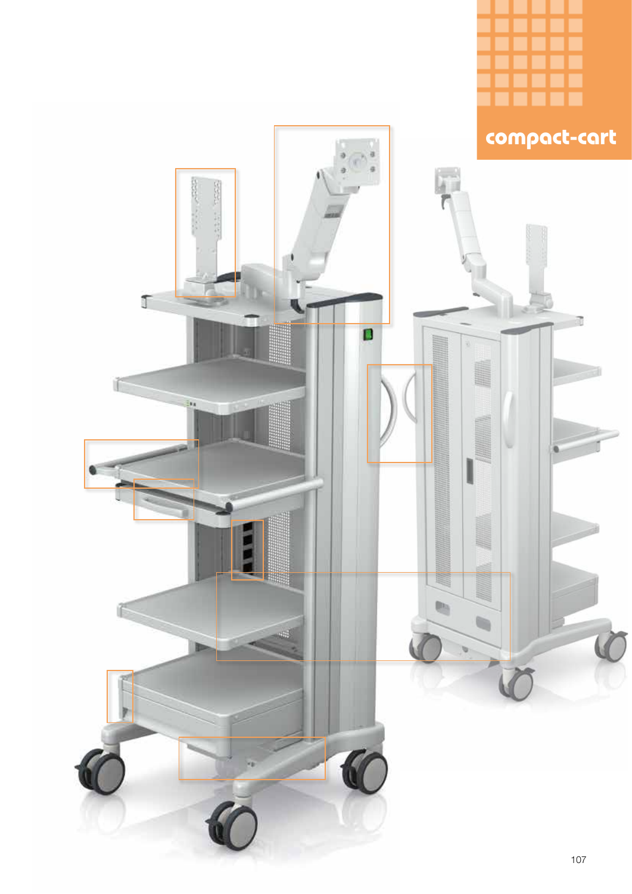# compact-cart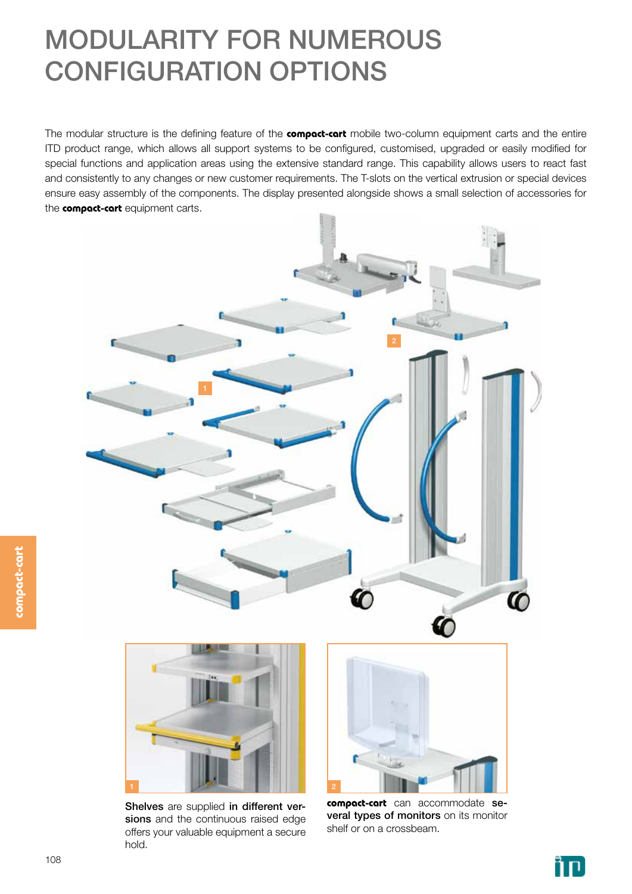# MODULARITY FOR NUMEROUS CONFIGURATION OPTIONS

The modular structure is the defining feature of the **compact-cart** mobile two-column equipment carts and the entire ITD product range, which allows all support systems to be configured, customised, upgraded or easily modified for special functions and application areas using the extensive standard range. This capability allows users to react fast and consistently to any changes or new customer requirements. The T-slots on the vertical extrusion or special devices ensure easy assembly of the components. The display presented alongside shows a small selection of accessories for the **compact-cart** equipment carts.

1

**Shelves** are supplied **in different versions** and the continuous raised edge offers your valuable equipment a secure hold.

2

**compact-cart** can accommodate **several types of monitors** on its monitor shelf or on a crossbeam.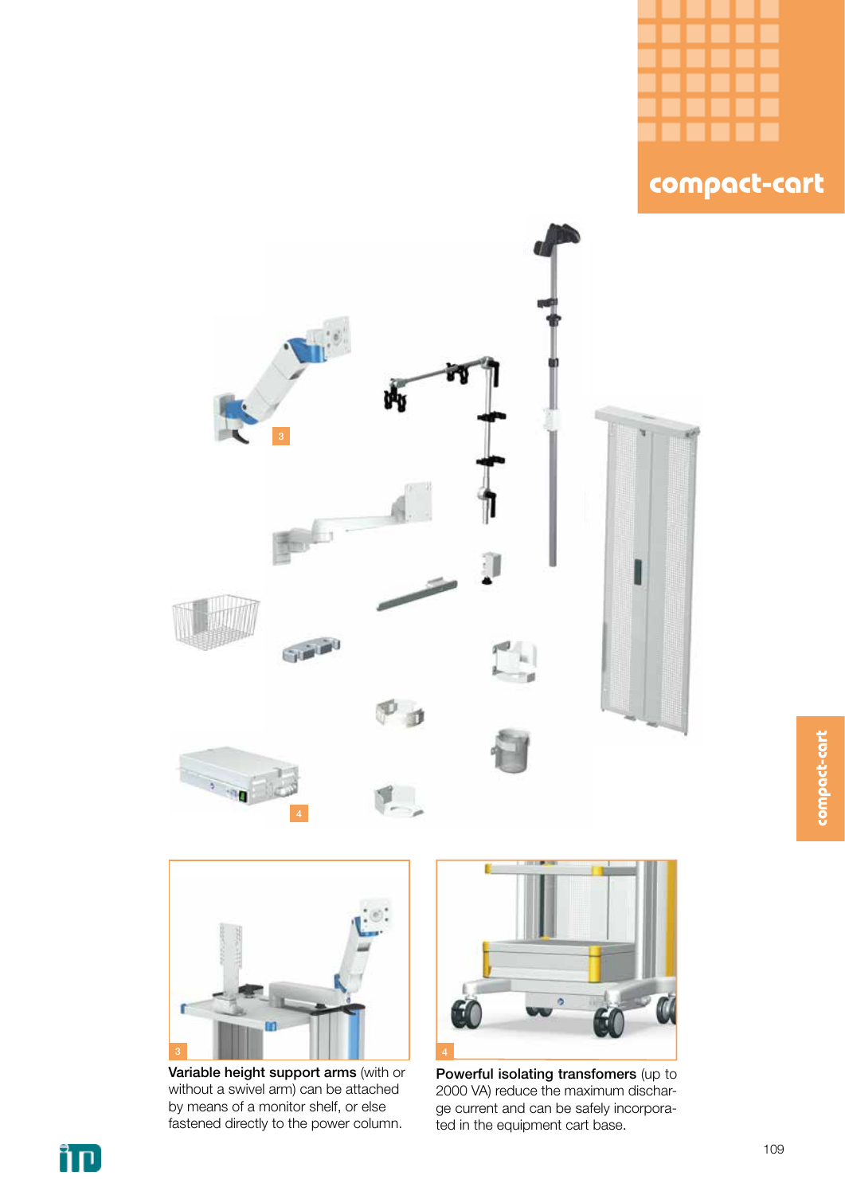# compact-cart

**Variable height support arms** (with or without a swivel arm) can be attached by means of a monitor shelf, or else fastened directly to the power column.

**Powerful isolating transfomers** (up to 2000 VA) reduce the maximum discharge current and can be safely incorporated in the equipment cart base.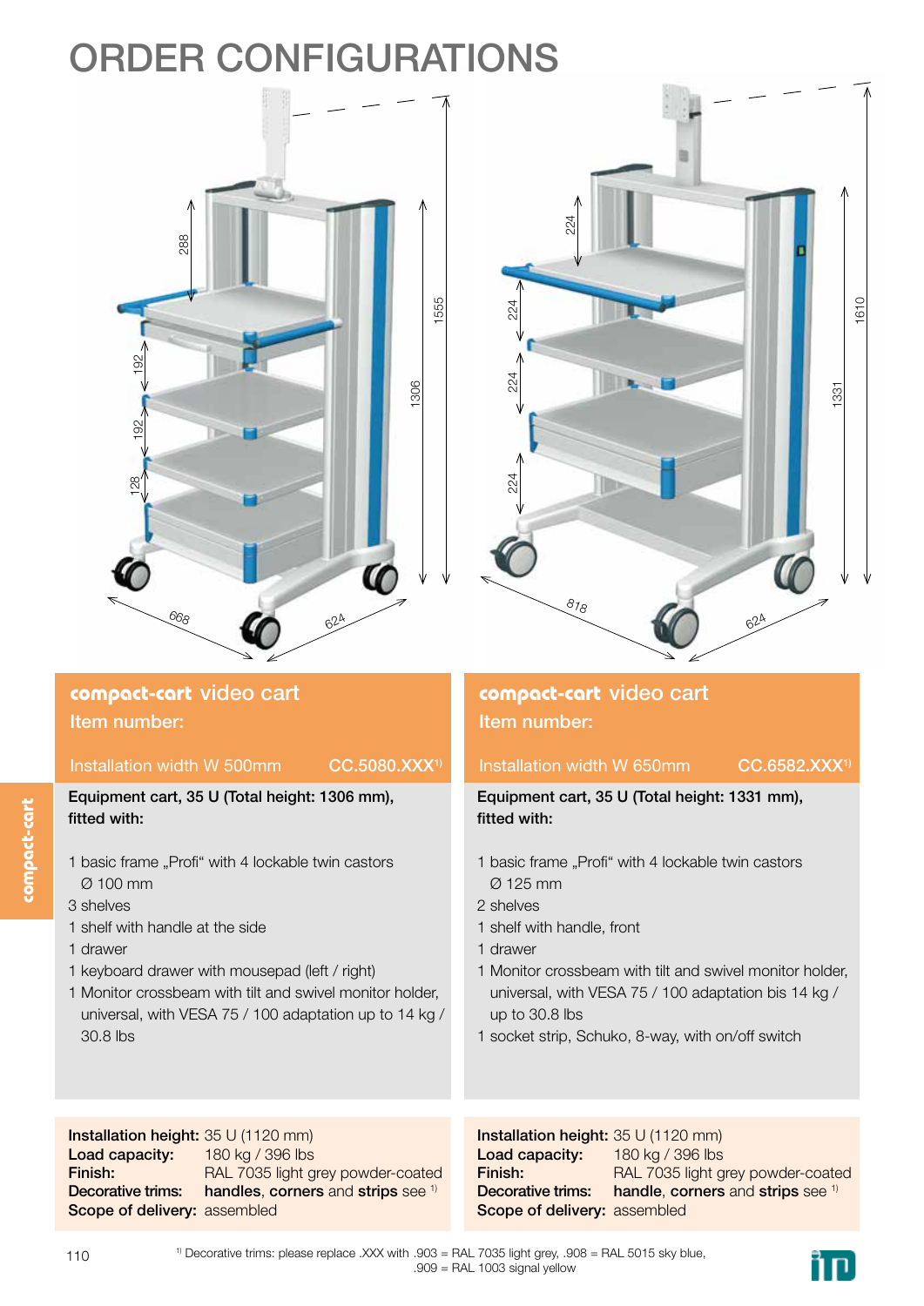# ORDER CONFIGURATIONS

## compact-cart video cart

Item number:

| Installation width W 500mm | CC.5080.XXX[1] |
| --- | --- |

**Equipment cart, 35 U (Total height: 1306 mm), fitted with:**

- 1 basic frame „Profi“ with 4 lockable twin castors Ø 100 mm
- 3 shelves
- 1 shelf with handle at the side
- 1 drawer
- 1 keyboard drawer with mousepad (left / right)
- 1 Monitor crossbeam with tilt and swivel monitor holder, universal, with VESA 75 / 100 adaptation up to 14 kg / 30.8 lbs

**Installation height:** 35 U (1120 mm)
**Load capacity:** 180 kg / 396 lbs
**Finish:** RAL 7035 light grey powder-coated
**Decorative trims:** **handles**, **corners** and **strips** see [1]
**Scope of delivery:** assembled

## compact-cart video cart

Item number:

| Installation width W 650mm | CC.6582.XXX[1] |
| --- | --- |

**Equipment cart, 35 U (Total height: 1331 mm), fitted with:**

- 1 basic frame „Profi“ with 4 lockable twin castors Ø 125 mm
- 2 shelves
- 1 shelf with handle, front
- 1 drawer
- 1 Monitor crossbeam with tilt and swivel monitor holder, universal, with VESA 75 / 100 adaptation bis 14 kg / up to 30.8 lbs
- 1 socket strip, Schuko, 8-way, with on/off switch

**Installation height:** 35 U (1120 mm)
**Load capacity:** 180 kg / 396 lbs
**Finish:** RAL 7035 light grey powder-coated
**Decorative trims:** **handle**, **corners** and **strips** see [1]
**Scope of delivery:** assembled

[1] Decorative trims: please replace .XXX with .903 = RAL 7035 light grey, .908 = RAL 5015 sky blue, .909 = RAL 1003 signal yellow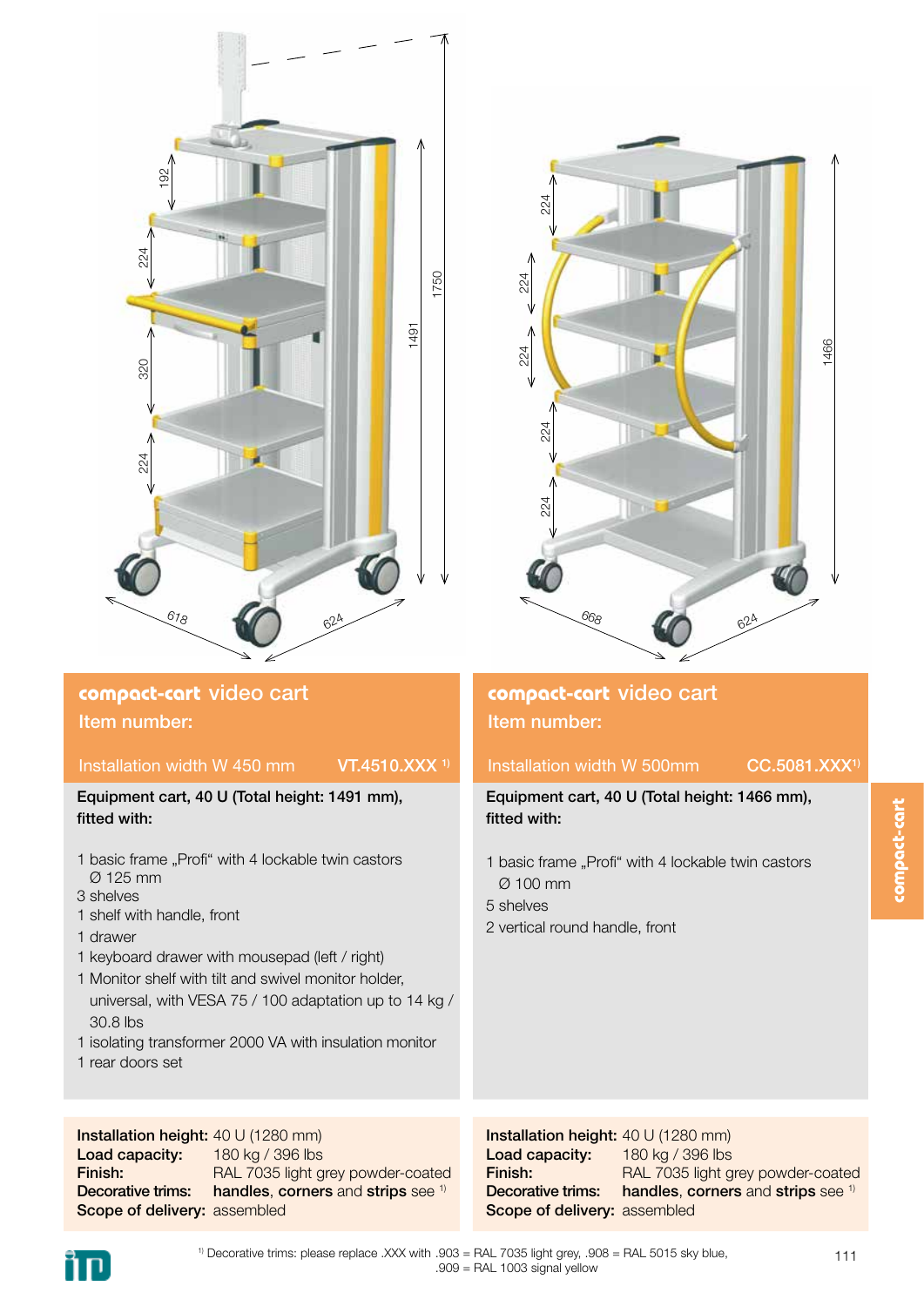## compact-cart video cart

Item number:

Installation width W 450 mm **VT.4510.XXX [1]**

**Equipment cart, 40 U (Total height: 1491 mm), fitted with:**

1 basic frame „Profi" with 4 lockable twin castors Ø 125 mm
3 shelves
1 shelf with handle, front
1 drawer
1 keyboard drawer with mousepad (left / right)
1 Monitor shelf with tilt and swivel monitor holder, universal, with VESA 75 / 100 adaptation up to 14 kg / 30.8 lbs
1 isolating transformer 2000 VA with insulation monitor
1 rear doors set

**Installation height:** 40 U (1280 mm)
**Load capacity:** 180 kg / 396 lbs
**Finish:** RAL 7035 light grey powder-coated
**Decorative trims:** **handles**, **corners** and **strips** see [1]
**Scope of delivery:** assembled

## compact-cart video cart

Item number:

Installation width W 500mm **CC.5081.XXX[1]**

**Equipment cart, 40 U (Total height: 1466 mm), fitted with:**

1 basic frame „Profi" with 4 lockable twin castors Ø 100 mm
5 shelves
2 vertical round handle, front

**Installation height:** 40 U (1280 mm)
**Load capacity:** 180 kg / 396 lbs
**Finish:** RAL 7035 light grey powder-coated
**Decorative trims:** **handles**, **corners** and **strips** see [1]
**Scope of delivery:** assembled

[1] Decorative trims: please replace .XXX with .903 = RAL 7035 light grey, .908 = RAL 5015 sky blue, .909 = RAL 1003 signal yellow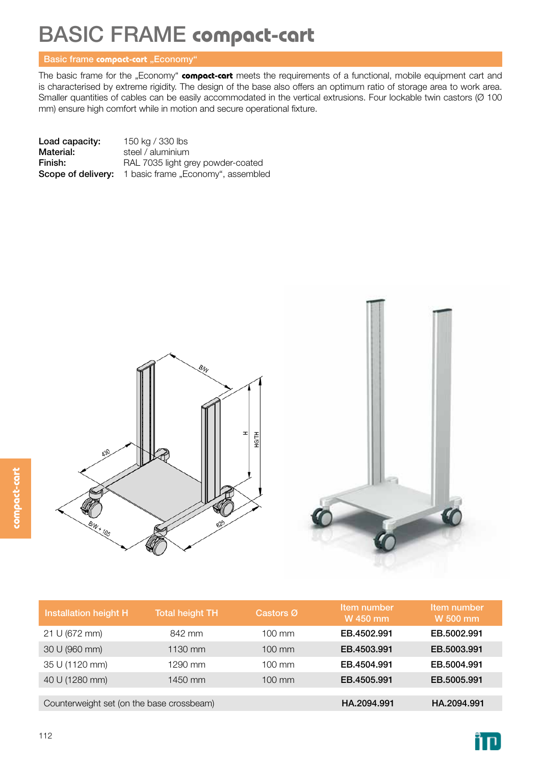# BASIC FRAME **compact-cart**

## Basic frame **compact-cart** „Economy“

The basic frame for the „Economy“ **compact-cart** meets the requirements of a functional, mobile equipment cart and is characterised by extreme rigidity. The design of the base also offers an optimum ratio of storage area to work area. Smaller quantities of cables can be easily accommodated in the vertical extrusions. Four lockable twin castors (Ø 100 mm) ensure high comfort while in motion and secure operational fixture.

**Load capacity:** 150 kg / 330 lbs
**Material:** steel / aluminium
**Finish:** RAL 7035 light grey powder-coated
**Scope of delivery:** 1 basic frame „Economy“, assembled

| Installation height H | Total height TH | Castors Ø | Item number W 450 mm | Item number W 500 mm |
|---|---|---|---|---|
| 21 U (672 mm) | 842 mm | 100 mm | **EB.4502.991** | **EB.5002.991** |
| 30 U (960 mm) | 1130 mm | 100 mm | **EB.4503.991** | **EB.5003.991** |
| 35 U (1120 mm) | 1290 mm | 100 mm | **EB.4504.991** | **EB.5004.991** |
| 40 U (1280 mm) | 1450 mm | 100 mm | **EB.4505.991** | **EB.5005.991** |
| Counterweight set (on the base crossbeam) | | | **HA.2094.991** | **HA.2094.991** |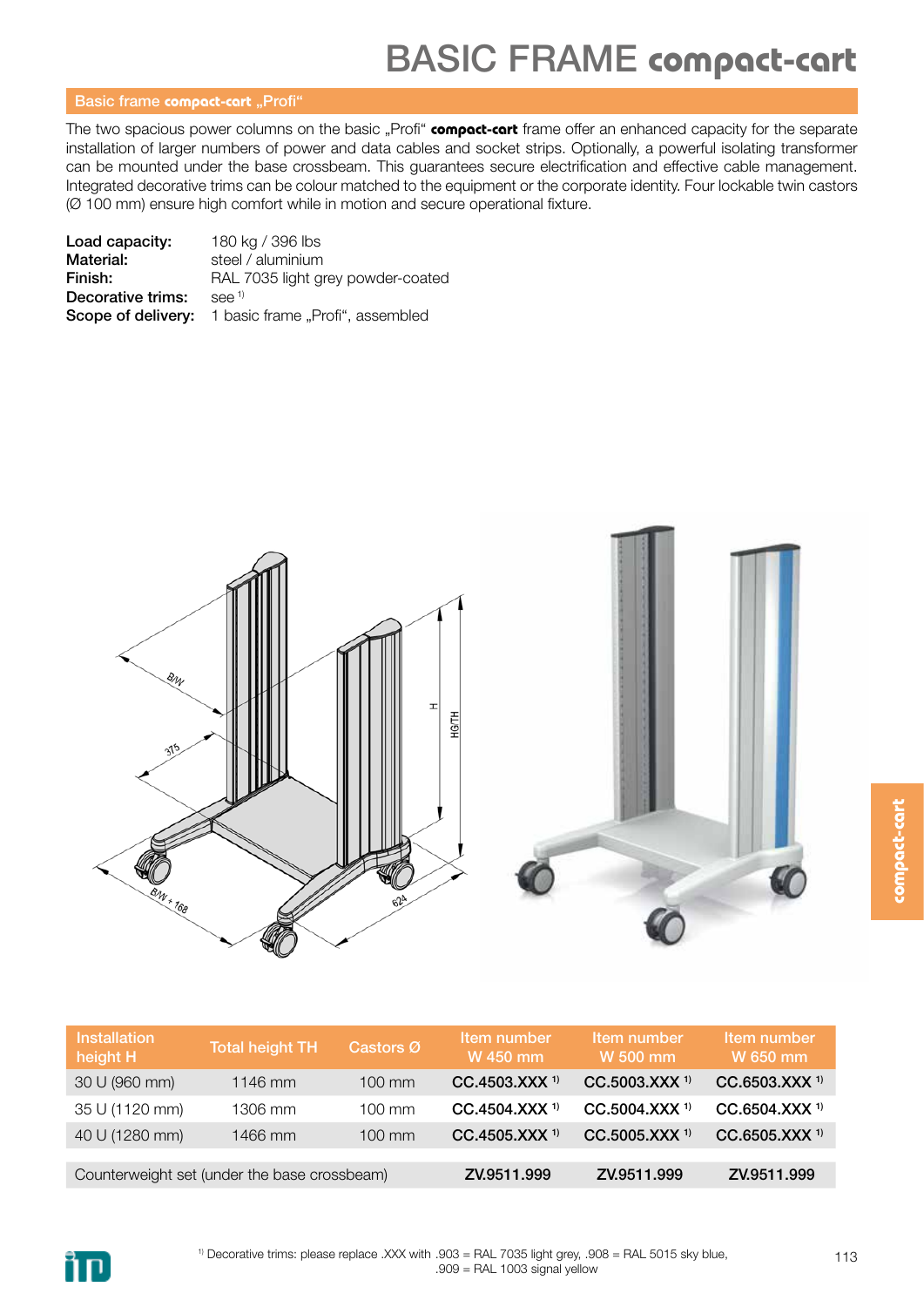# BASIC FRAME compact-cart

## Basic frame compact-cart „Profi“

The two spacious power columns on the basic „Profi“ **compact-cart** frame offer an enhanced capacity for the separate installation of larger numbers of power and data cables and socket strips. Optionally, a powerful isolating transformer can be mounted under the base crossbeam. This guarantees secure electrification and effective cable management. Integrated decorative trims can be colour matched to the equipment or the corporate identity. Four lockable twin castors (Ø 100 mm) ensure high comfort while in motion and secure operational fixture.

**Load capacity:** 180 kg / 396 lbs
**Material:** steel / aluminium
**Finish:** RAL 7035 light grey powder-coated
**Decorative trims:** see [1)]
**Scope of delivery:** 1 basic frame „Profi“, assembled

| Installation height H | Total height TH | Castors Ø | Item number W 450 mm | Item number W 500 mm | Item number W 650 mm |
|---|---|---|---|---|---|
| 30 U (960 mm) | 1146 mm | 100 mm | CC.4503.XXX [1)] | CC.5003.XXX [1)] | CC.6503.XXX [1)] |
| 35 U (1120 mm) | 1306 mm | 100 mm | CC.4504.XXX [1)] | CC.5004.XXX [1)] | CC.6504.XXX [1)] |
| 40 U (1280 mm) | 1466 mm | 100 mm | CC.4505.XXX [1)] | CC.5005.XXX [1)] | CC.6505.XXX [1)] |
| Counterweight set (under the base crossbeam) | | | ZV.9511.999 | ZV.9511.999 | ZV.9511.999 |

[1)] Decorative trims: please replace .XXX with .903 = RAL 7035 light grey, .908 = RAL 5015 sky blue, .909 = RAL 1003 signal yellow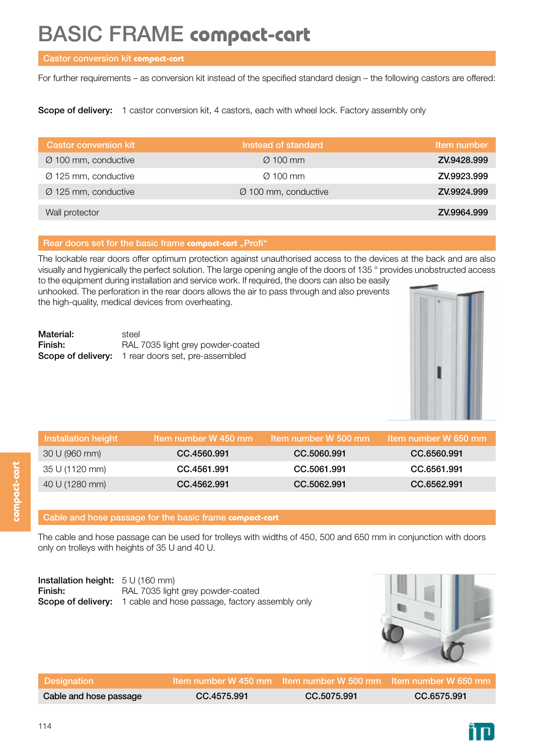# BASIC FRAME compact-cart

## Castor conversion kit compact-cart

For further requirements – as conversion kit instead of the specified standard design – the following castors are offered:

**Scope of delivery:** 1 castor conversion kit, 4 castors, each with wheel lock. Factory assembly only

| Castor conversion kit | Instead of standard | Item number |
|---|---|---|
| Ø 100 mm, conductive | Ø 100 mm | **ZV.9428.999** |
| Ø 125 mm, conductive | Ø 100 mm | **ZV.9923.999** |
| Ø 125 mm, conductive | Ø 100 mm, conductive | **ZV.9924.999** |
| Wall protector | | **ZV.9964.999** |

## Rear doors set for the basic frame compact-cart „Profi"

The lockable rear doors offer optimum protection against unauthorised access to the devices at the back and are also visually and hygienically the perfect solution. The large opening angle of the doors of 135 ° provides unobstructed access to the equipment during installation and service work. If required, the doors can also be easily unhooked. The perforation in the rear doors allows the air to pass through and also prevents the high-quality, medical devices from overheating.

**Material:** steel
**Finish:** RAL 7035 light grey powder-coated
**Scope of delivery:** 1 rear doors set, pre-assembled

| Installation height | Item number W 450 mm | Item number W 500 mm | Item number W 650 mm |
|---|---|---|---|
| 30 U (960 mm) | **CC.4560.991** | **CC.5060.991** | **CC.6560.991** |
| 35 U (1120 mm) | **CC.4561.991** | **CC.5061.991** | **CC.6561.991** |
| 40 U (1280 mm) | **CC.4562.991** | **CC.5062.991** | **CC.6562.991** |

## Cable and hose passage for the basic frame compact-cart

The cable and hose passage can be used for trolleys with widths of 450, 500 and 650 mm in conjunction with doors only on trolleys with heights of 35 U and 40 U.

**Installation height:** 5 U (160 mm)
**Finish:** RAL 7035 light grey powder-coated
**Scope of delivery:** 1 cable and hose passage, factory assembly only

| Designation | Item number W 450 mm | Item number W 500 mm | Item number W 650 mm |
|---|---|---|---|
| Cable and hose passage | **CC.4575.991** | **CC.5075.991** | **CC.6575.991** |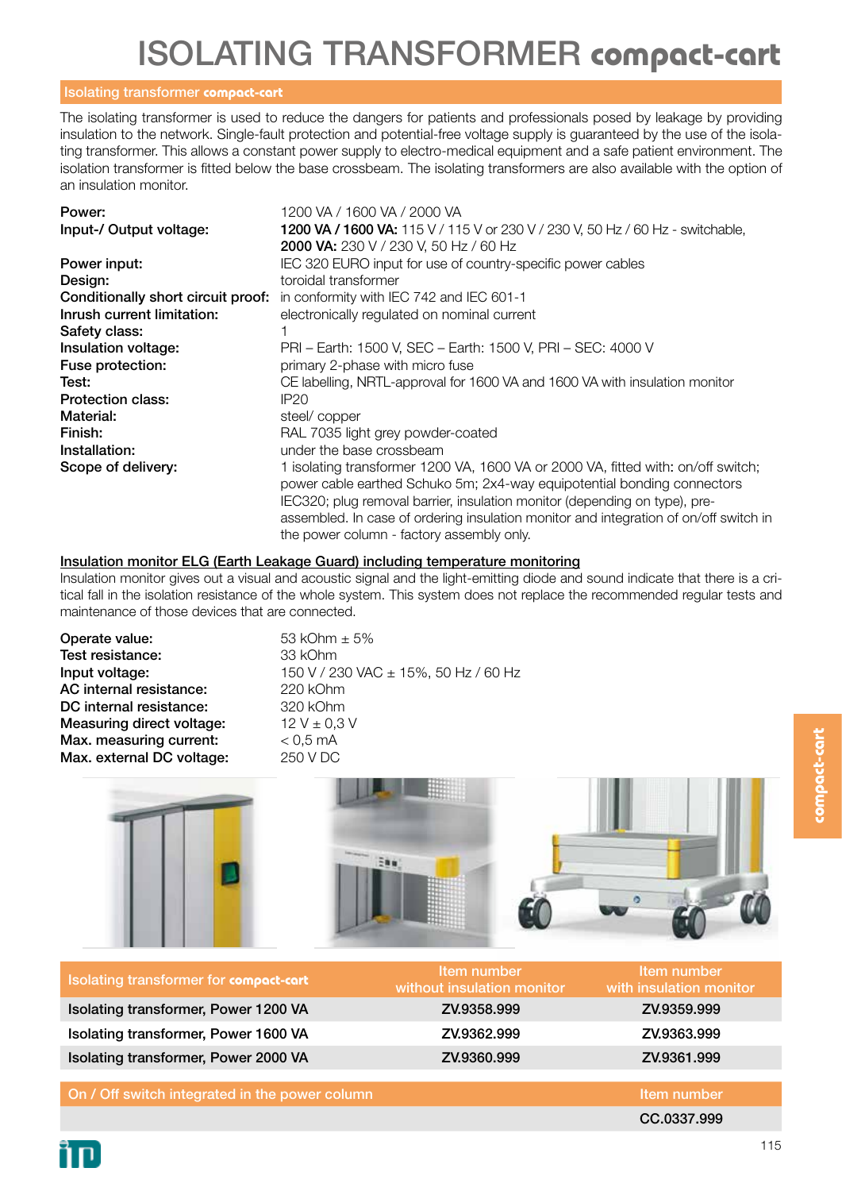# ISOLATING TRANSFORMER compact-cart

## Isolating transformer compact-cart

The isolating transformer is used to reduce the dangers for patients and professionals posed by leakage by providing insulation to the network. Single-fault protection and potential-free voltage supply is guaranteed by the use of the isolating transformer. This allows a constant power supply to electro-medical equipment and a safe patient environment. The isolation transformer is fitted below the base crossbeam. The isolating transformers are also available with the option of an insulation monitor.

| | |
|---|---|
| **Power:** | 1200 VA / 1600 VA / 2000 VA |
| **Input-/ Output voltage:** | **1200 VA / 1600 VA:** 115 V / 115 V or 230 V / 230 V, 50 Hz / 60 Hz - switchable, **2000 VA:** 230 V / 230 V, 50 Hz / 60 Hz |
| **Power input:** | IEC 320 EURO input for use of country-specific power cables |
| **Design:** | toroidal transformer |
| **Conditionally short circuit proof:** | in conformity with IEC 742 and IEC 601-1 |
| **Inrush current limitation:** | electronically regulated on nominal current |
| **Safety class:** | 1 |
| **Insulation voltage:** | PRI – Earth: 1500 V, SEC – Earth: 1500 V, PRI – SEC: 4000 V |
| **Fuse protection:** | primary 2-phase with micro fuse |
| **Test:** | CE labelling, NRTL-approval for 1600 VA and 1600 VA with insulation monitor |
| **Protection class:** | IP20 |
| **Material:** | steel/ copper |
| **Finish:** | RAL 7035 light grey powder-coated |
| **Installation:** | under the base crossbeam |
| **Scope of delivery:** | 1 isolating transformer 1200 VA, 1600 VA or 2000 VA, fitted with: on/off switch; power cable earthed Schuko 5m; 2x4-way equipotential bonding connectors IEC320; plug removal barrier, insulation monitor (depending on type), pre-assembled. In case of ordering insulation monitor and integration of on/off switch in the power column - factory assembly only. |

### Insulation monitor ELG (Earth Leakage Guard) including temperature monitoring

Insulation monitor gives out a visual and acoustic signal and the light-emitting diode and sound indicate that there is a critical fall in the isolation resistance of the whole system. This system does not replace the recommended regular tests and maintenance of those devices that are connected.

| | |
|---|---|
| **Operate value:** | 53 kOhm ± 5% |
| **Test resistance:** | 33 kOhm |
| **Input voltage:** | 150 V / 230 VAC ± 15%, 50 Hz / 60 Hz |
| **AC internal resistance:** | 220 kOhm |
| **DC internal resistance:** | 320 kOhm |
| **Measuring direct voltage:** | 12 V ± 0,3 V |
| **Max. measuring current:** | < 0,5 mA |
| **Max. external DC voltage:** | 250 V DC |

| Isolating transformer for compact-cart | Item number without insulation monitor | Item number with insulation monitor |
|---|---|---|
| Isolating transformer, Power 1200 VA | ZV.9358.999 | ZV.9359.999 |
| Isolating transformer, Power 1600 VA | ZV.9362.999 | ZV.9363.999 |
| Isolating transformer, Power 2000 VA | ZV.9360.999 | ZV.9361.999 |

| On / Off switch integrated in the power column | Item number |
|---|---|
| | CC.0337.999 |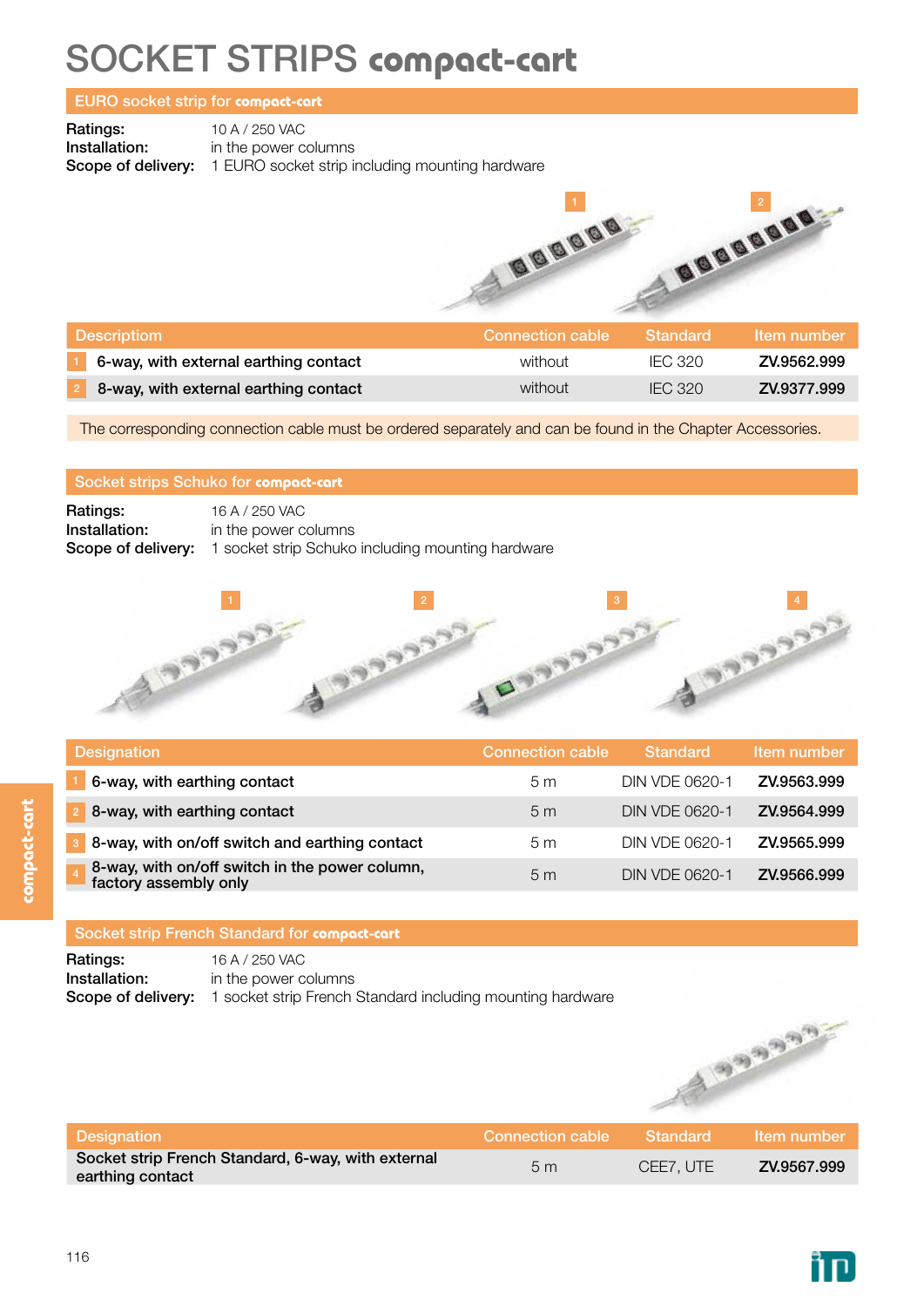# SOCKET STRIPS compact-cart

## EURO socket strip for compact-cart

**Ratings:** 10 A / 250 VAC
**Installation:** in the power columns
**Scope of delivery:** 1 EURO socket strip including mounting hardware

| | Descriptiom | Connection cable | Standard | Item number |
|---|---|---|---|---|
| 1 | **6-way, with external earthing contact** | without | IEC 320 | **ZV.9562.999** |
| 2 | **8-way, with external earthing contact** | without | IEC 320 | **ZV.9377.999** |

The corresponding connection cable must be ordered separately and can be found in the Chapter Accessories.

## Socket strips Schuko for compact-cart

**Ratings:** 16 A / 250 VAC
**Installation:** in the power columns
**Scope of delivery:** 1 socket strip Schuko including mounting hardware

| | Designation | Connection cable | Standard | Item number |
|---|---|---|---|---|
| 1 | **6-way, with earthing contact** | 5 m | DIN VDE 0620-1 | **ZV.9563.999** |
| 2 | **8-way, with earthing contact** | 5 m | DIN VDE 0620-1 | **ZV.9564.999** |
| 3 | **8-way, with on/off switch and earthing contact** | 5 m | DIN VDE 0620-1 | **ZV.9565.999** |
| 4 | **8-way, with on/off switch in the power column, factory assembly only** | 5 m | DIN VDE 0620-1 | **ZV.9566.999** |

## Socket strip French Standard for compact-cart

**Ratings:** 16 A / 250 VAC
**Installation:** in the power columns
**Scope of delivery:** 1 socket strip French Standard including mounting hardware

| Designation | Connection cable | Standard | Item number |
|---|---|---|---|
| **Socket strip French Standard, 6-way, with external earthing contact** | 5 m | CEE7, UTE | **ZV.9567.999** |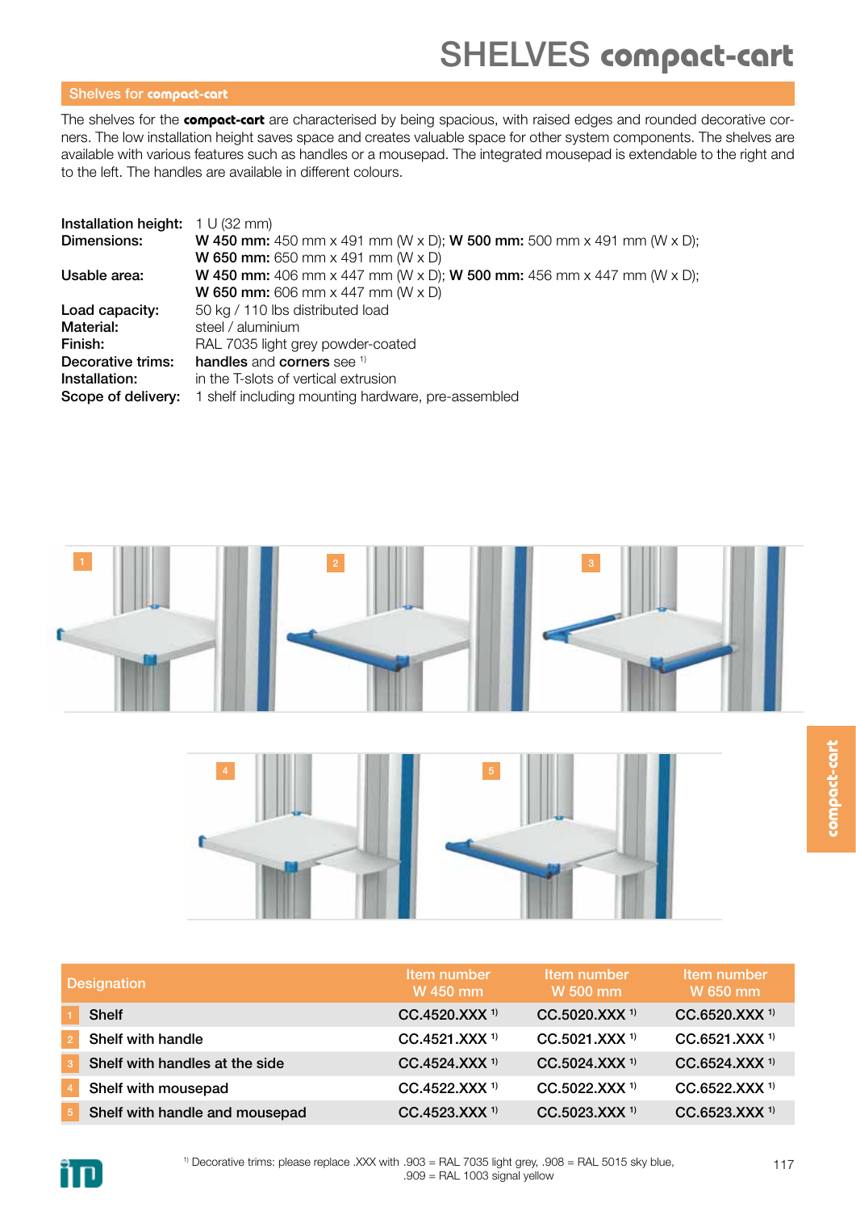# SHELVES compact-cart

## Shelves for compact-cart

The shelves for the **compact-cart** are characterised by being spacious, with raised edges and rounded decorative corners. The low installation height saves space and creates valuable space for other system components. The shelves are available with various features such as handles or a mousepad. The integrated mousepad is extendable to the right and to the left. The handles are available in different colours.

**Installation height:** 1 U (32 mm)
**Dimensions:** **W 450 mm:** 450 mm x 491 mm (W x D); **W 500 mm:** 500 mm x 491 mm (W x D); **W 650 mm:** 650 mm x 491 mm (W x D)
**Usable area:** **W 450 mm:** 406 mm x 447 mm (W x D); **W 500 mm:** 456 mm x 447 mm (W x D); **W 650 mm:** 606 mm x 447 mm (W x D)
**Load capacity:** 50 kg / 110 lbs distributed load
**Material:** steel / aluminium
**Finish:** RAL 7035 light grey powder-coated
**Decorative trims:** **handles** and **corners** see [1)]
**Installation:** in the T-slots of vertical extrusion
**Scope of delivery:** 1 shelf including mounting hardware, pre-assembled

| | Designation | Item number W 450 mm | Item number W 500 mm | Item number W 650 mm |
|---|---|---|---|---|
| 1 | Shelf | CC.4520.XXX [1)] | CC.5020.XXX [1)] | CC.6520.XXX [1)] |
| 2 | Shelf with handle | CC.4521.XXX [1)] | CC.5021.XXX [1)] | CC.6521.XXX [1)] |
| 3 | Shelf with handles at the side | CC.4524.XXX [1)] | CC.5024.XXX [1)] | CC.6524.XXX [1)] |
| 4 | Shelf with mousepad | CC.4522.XXX [1)] | CC.5022.XXX [1)] | CC.6522.XXX [1)] |
| 5 | Shelf with handle and mousepad | CC.4523.XXX [1)] | CC.5023.XXX [1)] | CC.6523.XXX [1)] |

[1)] Decorative trims: please replace .XXX with .903 = RAL 7035 light grey, .908 = RAL 5015 sky blue, .909 = RAL 1003 signal yellow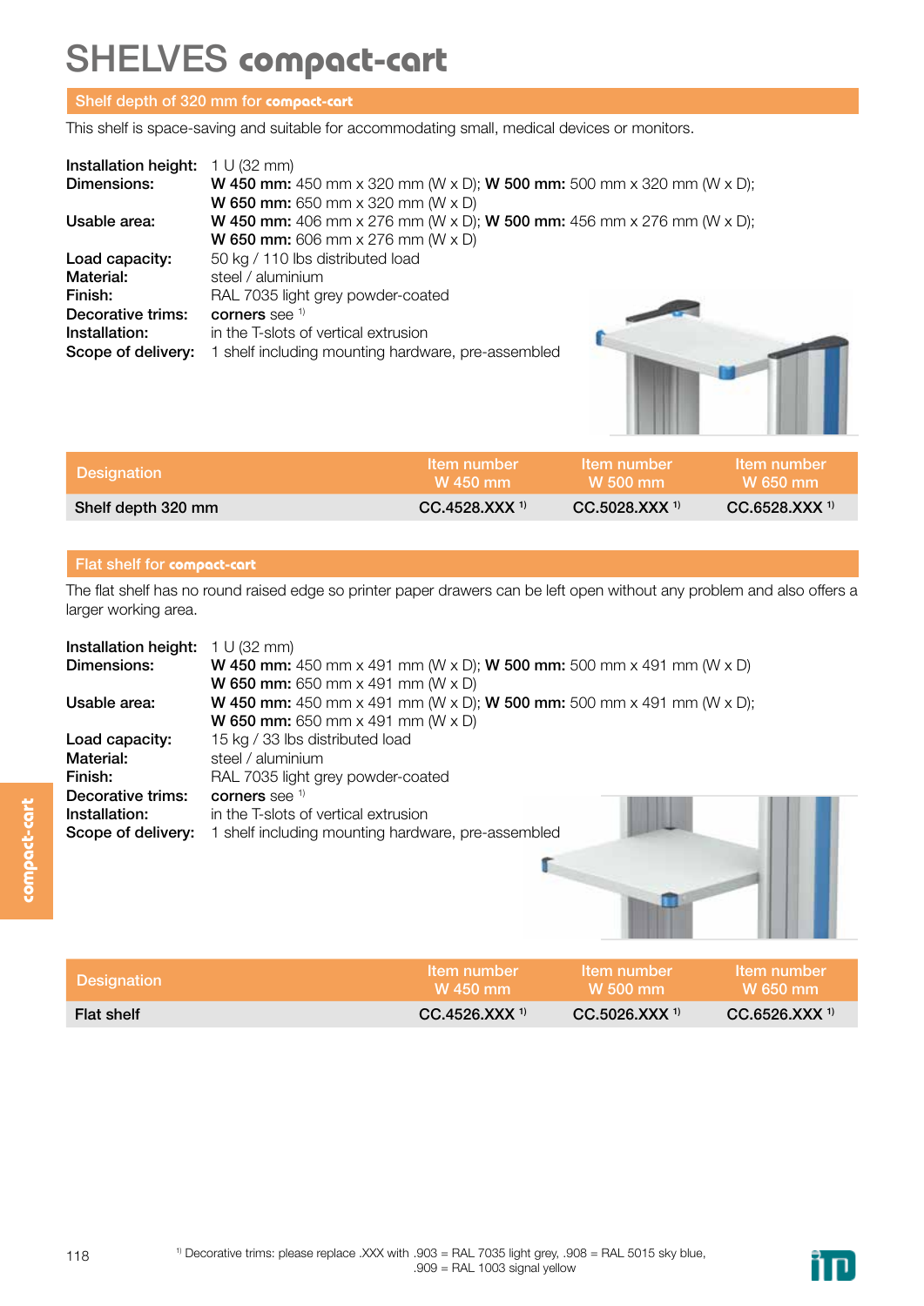# SHELVES compact-cart

## Shelf depth of 320 mm for compact-cart

This shelf is space-saving and suitable for accommodating small, medical devices or monitors.

**Installation height:** 1 U (32 mm)
**Dimensions:** **W 450 mm:** 450 mm x 320 mm (W x D); **W 500 mm:** 500 mm x 320 mm (W x D); **W 650 mm:** 650 mm x 320 mm (W x D)
**Usable area:** **W 450 mm:** 406 mm x 276 mm (W x D); **W 500 mm:** 456 mm x 276 mm (W x D); **W 650 mm:** 606 mm x 276 mm (W x D)
**Load capacity:** 50 kg / 110 lbs distributed load
**Material:** steel / aluminium
**Finish:** RAL 7035 light grey powder-coated
**Decorative trims:** corners see [1)]
**Installation:** in the T-slots of vertical extrusion
**Scope of delivery:** 1 shelf including mounting hardware, pre-assembled

| Designation | Item number W 450 mm | Item number W 500 mm | Item number W 650 mm |
|---|---|---|---|
| Shelf depth 320 mm | CC.4528.XXX [1)] | CC.5028.XXX [1)] | CC.6528.XXX [1)] |

## Flat shelf for compact-cart

The flat shelf has no round raised edge so printer paper drawers can be left open without any problem and also offers a larger working area.

**Installation height:** 1 U (32 mm)
**Dimensions:** **W 450 mm:** 450 mm x 491 mm (W x D); **W 500 mm:** 500 mm x 491 mm (W x D) **W 650 mm:** 650 mm x 491 mm (W x D)
**Usable area:** **W 450 mm:** 450 mm x 491 mm (W x D); **W 500 mm:** 500 mm x 491 mm (W x D); **W 650 mm:** 650 mm x 491 mm (W x D)
**Load capacity:** 15 kg / 33 lbs distributed load
**Material:** steel / aluminium
**Finish:** RAL 7035 light grey powder-coated
**Decorative trims:** corners see [1)]
**Installation:** in the T-slots of vertical extrusion
**Scope of delivery:** 1 shelf including mounting hardware, pre-assembled

| Designation | Item number W 450 mm | Item number W 500 mm | Item number W 650 mm |
|---|---|---|---|
| Flat shelf | CC.4526.XXX [1)] | CC.5026.XXX [1)] | CC.6526.XXX [1)] |

[1)] Decorative trims: please replace .XXX with .903 = RAL 7035 light grey, .908 = RAL 5015 sky blue, .909 = RAL 1003 signal yellow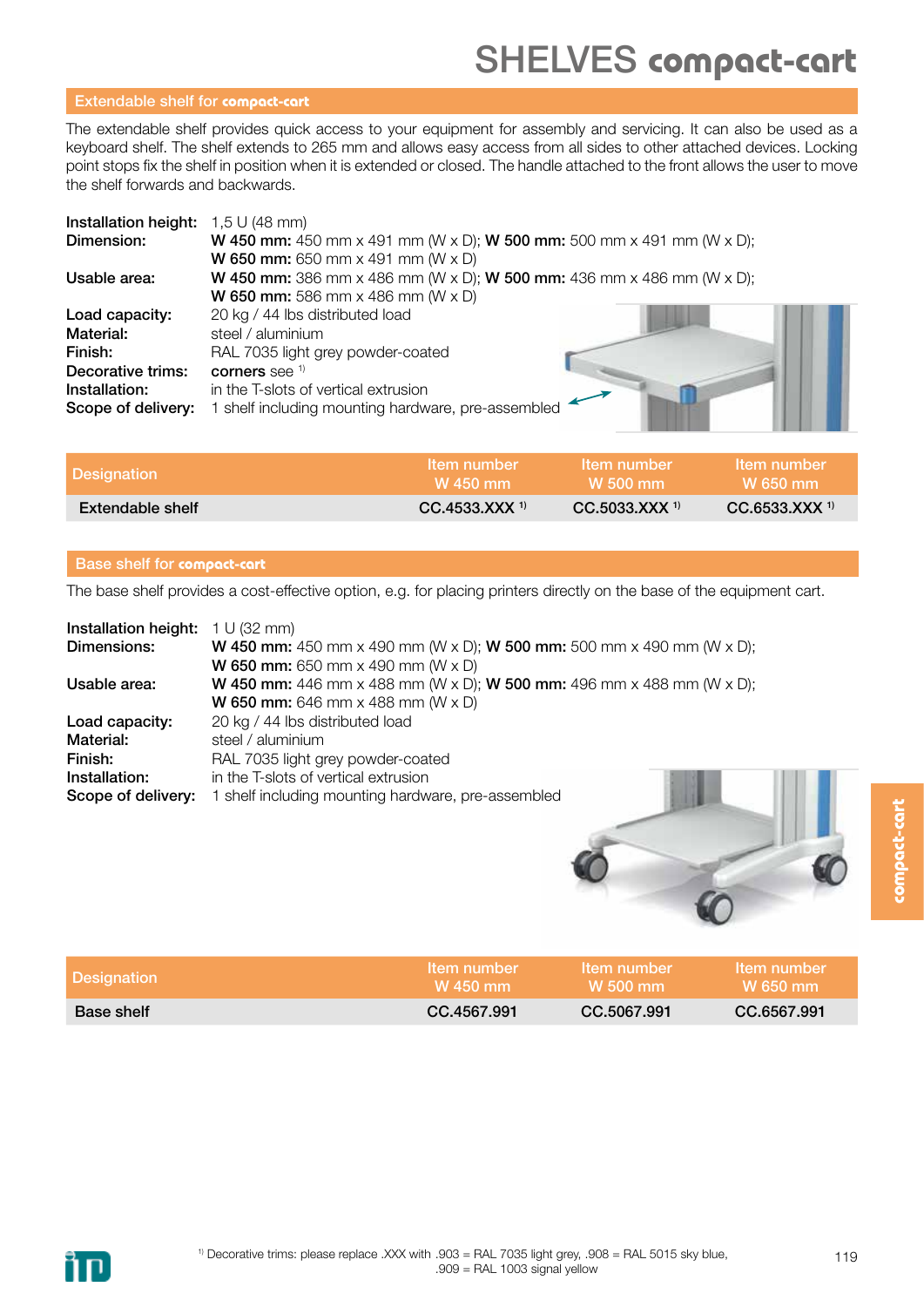# SHELVES compact-cart

## Extendable shelf for compact-cart

The extendable shelf provides quick access to your equipment for assembly and servicing. It can also be used as a keyboard shelf. The shelf extends to 265 mm and allows easy access from all sides to other attached devices. Locking point stops fix the shelf in position when it is extended or closed. The handle attached to the front allows the user to move the shelf forwards and backwards.

**Installation height:** 1,5 U (48 mm)
**Dimension:** **W 450 mm:** 450 mm x 491 mm (W x D); **W 500 mm:** 500 mm x 491 mm (W x D); **W 650 mm:** 650 mm x 491 mm (W x D)
**Usable area:** **W 450 mm:** 386 mm x 486 mm (W x D); **W 500 mm:** 436 mm x 486 mm (W x D); **W 650 mm:** 586 mm x 486 mm (W x D)
**Load capacity:** 20 kg / 44 lbs distributed load
**Material:** steel / aluminium
**Finish:** RAL 7035 light grey powder-coated
**Decorative trims:** corners see [1]
**Installation:** in the T-slots of vertical extrusion
**Scope of delivery:** 1 shelf including mounting hardware, pre-assembled

| Designation | Item number W 450 mm | Item number W 500 mm | Item number W 650 mm |
|---|---|---|---|
| Extendable shelf | CC.4533.XXX [1] | CC.5033.XXX [1] | CC.6533.XXX [1] |

## Base shelf for compact-cart

The base shelf provides a cost-effective option, e.g. for placing printers directly on the base of the equipment cart.

**Installation height:** 1 U (32 mm)
**Dimensions:** **W 450 mm:** 450 mm x 490 mm (W x D); **W 500 mm:** 500 mm x 490 mm (W x D); **W 650 mm:** 650 mm x 490 mm (W x D)
**Usable area:** **W 450 mm:** 446 mm x 488 mm (W x D); **W 500 mm:** 496 mm x 488 mm (W x D); **W 650 mm:** 646 mm x 488 mm (W x D)
**Load capacity:** 20 kg / 44 lbs distributed load
**Material:** steel / aluminium
**Finish:** RAL 7035 light grey powder-coated
**Installation:** in the T-slots of vertical extrusion
**Scope of delivery:** 1 shelf including mounting hardware, pre-assembled

| Designation | Item number W 450 mm | Item number W 500 mm | Item number W 650 mm |
|---|---|---|---|
| Base shelf | CC.4567.991 | CC.5067.991 | CC.6567.991 |

[1] Decorative trims: please replace .XXX with .903 = RAL 7035 light grey, .908 = RAL 5015 sky blue, .909 = RAL 1003 signal yellow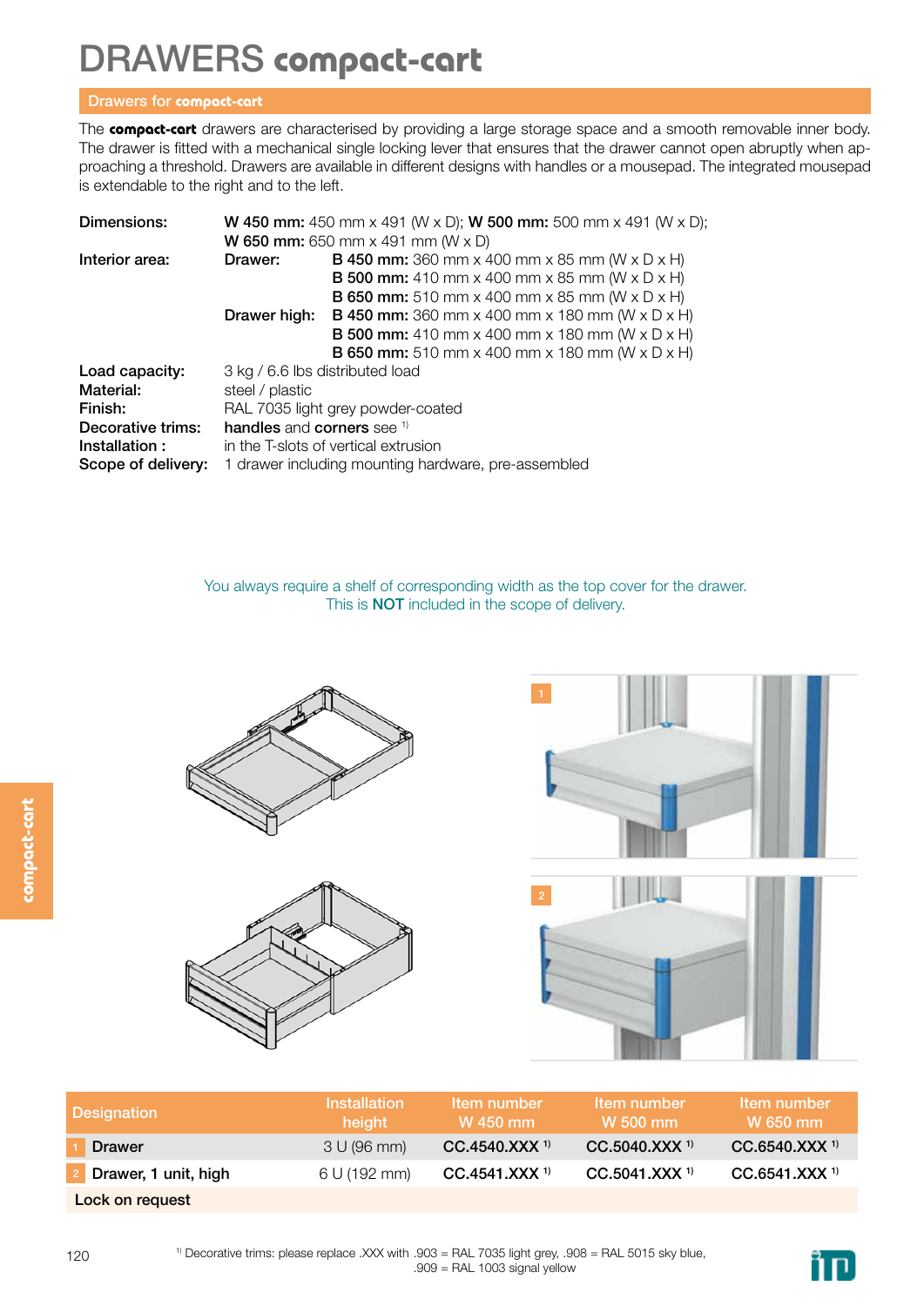# DRAWERS compact-cart

## Drawers for compact-cart

The **compact-cart** drawers are characterised by providing a large storage space and a smooth removable inner body. The drawer is fitted with a mechanical single locking lever that ensures that the drawer cannot open abruptly when approaching a threshold. Drawers are available in different designs with handles or a mousepad. The integrated mousepad is extendable to the right and to the left.

| | | |
|---|---|---|
| **Dimensions:** | **W 450 mm:** 450 mm x 491 (W x D); **W 500 mm:** 500 mm x 491 (W x D); **W 650 mm:** 650 mm x 491 mm (W x D) | |
| **Interior area:** | **Drawer:** | **B 450 mm:** 360 mm x 400 mm x 85 mm (W x D x H) |
| | | **B 500 mm:** 410 mm x 400 mm x 85 mm (W x D x H) |
| | | **B 650 mm:** 510 mm x 400 mm x 85 mm (W x D x H) |
| | **Drawer high:** | **B 450 mm:** 360 mm x 400 mm x 180 mm (W x D x H) |
| | | **B 500 mm:** 410 mm x 400 mm x 180 mm (W x D x H) |
| | | **B 650 mm:** 510 mm x 400 mm x 180 mm (W x D x H) |
| **Load capacity:** | 3 kg / 6.6 lbs distributed load | |
| **Material:** | steel / plastic | |
| **Finish:** | RAL 7035 light grey powder-coated | |
| **Decorative trims:** | **handles** and **corners** see [1] | |
| **Installation :** | in the T-slots of vertical extrusion | |
| **Scope of delivery:** | 1 drawer including mounting hardware, pre-assembled | |

You always require a shelf of corresponding width as the top cover for the drawer.
This is **NOT** included in the scope of delivery.

| Designation | Installation height | Item number W 450 mm | Item number W 500 mm | Item number W 650 mm |
|---|---|---|---|---|
| 1 Drawer | 3 U (96 mm) | CC.4540.XXX [1] | CC.5040.XXX [1] | CC.6540.XXX [1] |
| 2 Drawer, 1 unit, high | 6 U (192 mm) | CC.4541.XXX [1] | CC.5041.XXX [1] | CC.6541.XXX [1] |
| Lock on request | | | | |

[1] Decorative trims: please replace .XXX with .903 = RAL 7035 light grey, .908 = RAL 5015 sky blue, .909 = RAL 1003 signal yellow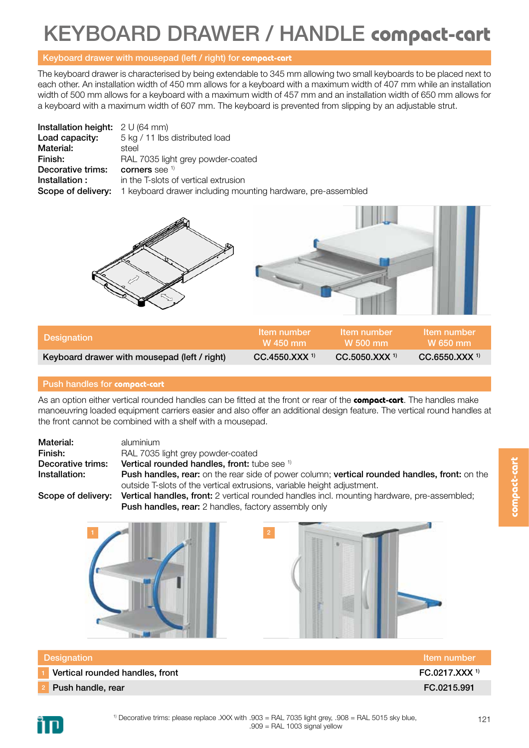# KEYBOARD DRAWER / HANDLE compact-cart

## Keyboard drawer with mousepad (left / right) for **compact-cart**

The keyboard drawer is characterised by being extendable to 345 mm allowing two small keyboards to be placed next to each other. An installation width of 450 mm allows for a keyboard with a maximum width of 407 mm while an installation width of 500 mm allows for a keyboard with a maximum width of 457 mm and an installation width of 650 mm allows for a keyboard with a maximum width of 607 mm. The keyboard is prevented from slipping by an adjustable strut.

**Installation height:** 2 U (64 mm)
**Load capacity:** 5 kg / 11 lbs distributed load
**Material:** steel
**Finish:** RAL 7035 light grey powder-coated
**Decorative trims:** **corners** see [1]
**Installation :** in the T-slots of vertical extrusion
**Scope of delivery:** 1 keyboard drawer including mounting hardware, pre-assembled

| Designation | Item number W 450 mm | Item number W 500 mm | Item number W 650 mm |
|---|---|---|---|
| Keyboard drawer with mousepad (left / right) | CC.4550.XXX [1] | CC.5050.XXX [1] | CC.6550.XXX [1] |

## Push handles for **compact-cart**

As an option either vertical rounded handles can be fitted at the front or rear of the **compact-cart**. The handles make manoeuvring loaded equipment carriers easier and also offer an additional design feature. The vertical round handles at the front cannot be combined with a shelf with a mousepad.

**Material:** aluminium
**Finish:** RAL 7035 light grey powder-coated
**Decorative trims:** **Vertical rounded handles, front:** tube see [1]
**Installation:** **Push handles, rear:** on the rear side of power column; **vertical rounded handles, front:** on the outside T-slots of the vertical extrusions, variable height adjustment.
**Scope of delivery:** **Vertical handles, front:** 2 vertical rounded handles incl. mounting hardware, pre-assembled; **Push handles, rear:** 2 handles, factory assembly only

| Designation | Item number |
|---|---|
| 1 Vertical rounded handles, front | FC.0217.XXX [1] |
| 2 Push handle, rear | FC.0215.991 |

[1] Decorative trims: please replace .XXX with .903 = RAL 7035 light grey, .908 = RAL 5015 sky blue, .909 = RAL 1003 signal yellow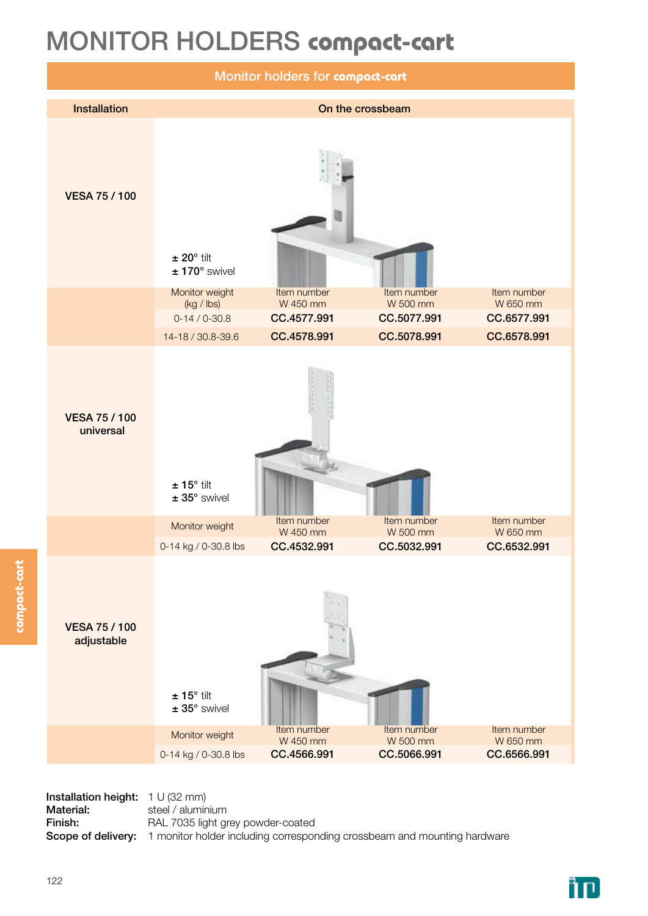# MONITOR HOLDERS compact-cart

## Monitor holders for compact-cart

| Installation | On the crossbeam | | | |
|---|---|---|---|---|
| **VESA 75 / 100** | ± 20° tilt<br>± 170° swivel | | | |
| | Monitor weight (kg / lbs) | Item number W 450 mm | Item number W 500 mm | Item number W 650 mm |
| | 0-14 / 0-30.8 | **CC.4577.991** | **CC.5077.991** | **CC.6577.991** |
| | 14-18 / 30.8-39.6 | **CC.4578.991** | **CC.5078.991** | **CC.6578.991** |
| **VESA 75 / 100 universal** | ± 15° tilt<br>± 35° swivel | | | |
| | Monitor weight | Item number W 450 mm | Item number W 500 mm | Item number W 650 mm |
| | 0-14 kg / 0-30.8 lbs | **CC.4532.991** | **CC.5032.991** | **CC.6532.991** |
| **VESA 75 / 100 adjustable** | ± 15° tilt<br>± 35° swivel | | | |
| | Monitor weight | Item number W 450 mm | Item number W 500 mm | Item number W 650 mm |
| | 0-14 kg / 0-30.8 lbs | **CC.4566.991** | **CC.5066.991** | **CC.6566.991** |

**Installation height:** 1 U (32 mm)
**Material:** steel / aluminium
**Finish:** RAL 7035 light grey powder-coated
**Scope of delivery:** 1 monitor holder including corresponding crossbeam and mounting hardware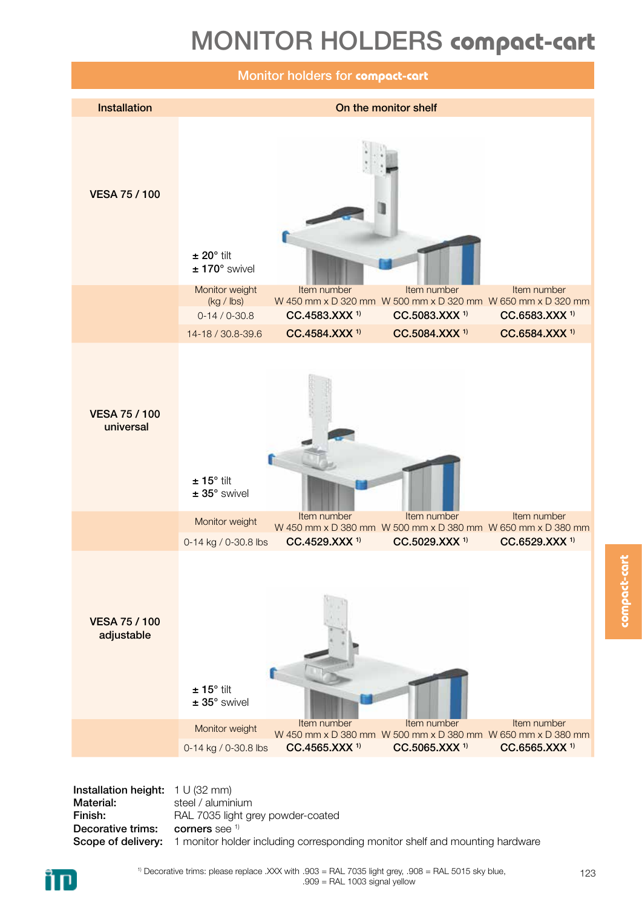# MONITOR HOLDERS compact-cart

## Monitor holders for compact-cart

| Installation | On the monitor shelf | | | |
|---|---|---|---|---|
| VESA 75 / 100 | ± 20° tilt<br>± 170° swivel | | | |
| | Monitor weight (kg / lbs) | Item number W 450 mm x D 320 mm | Item number W 500 mm x D 320 mm | Item number W 650 mm x D 320 mm |
| | 0-14 / 0-30.8 | **CC.4583.XXX** [1] | **CC.5083.XXX** [1] | **CC.6583.XXX** [1] |
| | 14-18 / 30.8-39.6 | **CC.4584.XXX** [1] | **CC.5084.XXX** [1] | **CC.6584.XXX** [1] |
| VESA 75 / 100 universal | ± 15° tilt<br>± 35° swivel | | | |
| | Monitor weight | Item number W 450 mm x D 380 mm | Item number W 500 mm x D 380 mm | Item number W 650 mm x D 380 mm |
| | 0-14 kg / 0-30.8 lbs | **CC.4529.XXX** [1] | **CC.5029.XXX** [1] | **CC.6529.XXX** [1] |
| VESA 75 / 100 adjustable | ± 15° tilt<br>± 35° swivel | | | |
| | Monitor weight | Item number W 450 mm x D 380 mm | Item number W 500 mm x D 380 mm | Item number W 650 mm x D 380 mm |
| | 0-14 kg / 0-30.8 lbs | **CC.4565.XXX** [1] | **CC.5065.XXX** [1] | **CC.6565.XXX** [1] |

**Installation height:** 1 U (32 mm)
**Material:** steel / aluminium
**Finish:** RAL 7035 light grey powder-coated
**Decorative trims:** corners see [1]
**Scope of delivery:** 1 monitor holder including corresponding monitor shelf and mounting hardware

[1] Decorative trims: please replace .XXX with .903 = RAL 7035 light grey, .908 = RAL 5015 sky blue, .909 = RAL 1003 signal yellow